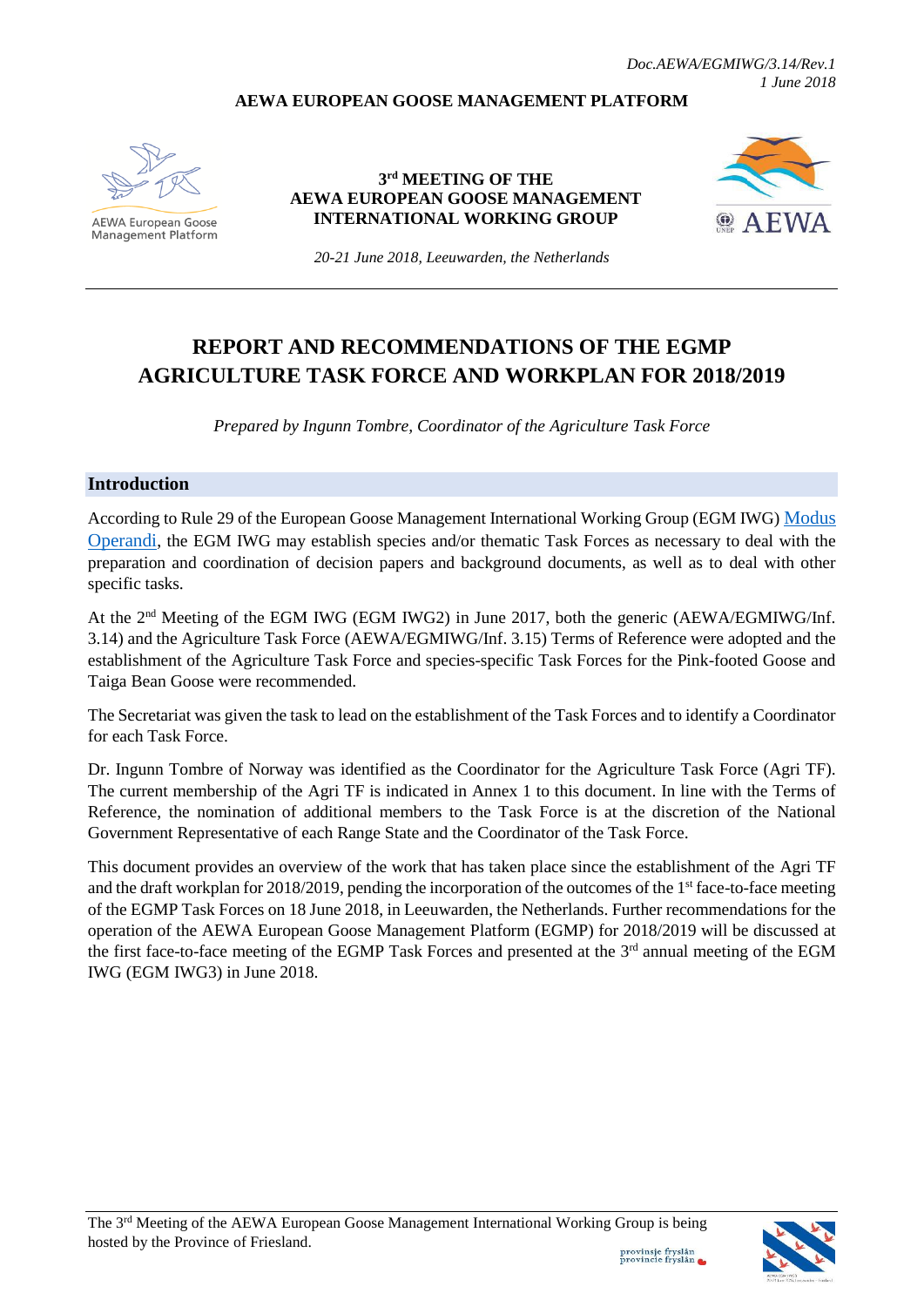*Doc.AEWA/EGMIWG/3.14/Rev.1*
*1 June 2018*

**AEWA EUROPEAN GOOSE MANAGEMENT PLATFORM**

**3rd MEETING OF THE AEWA EUROPEAN GOOSE MANAGEMENT INTERNATIONAL WORKING GROUP**

*20-21 June 2018, Leeuwarden, the Netherlands*

# REPORT AND RECOMMENDATIONS OF THE EGMP AGRICULTURE TASK FORCE AND WORKPLAN FOR 2018/2019

*Prepared by Ingunn Tombre, Coordinator of the Agriculture Task Force*

## Introduction

According to Rule 29 of the European Goose Management International Working Group (EGM IWG) Modus Operandi, the EGM IWG may establish species and/or thematic Task Forces as necessary to deal with the preparation and coordination of decision papers and background documents, as well as to deal with other specific tasks.

At the 2nd Meeting of the EGM IWG (EGM IWG2) in June 2017, both the generic (AEWA/EGMIWG/Inf. 3.14) and the Agriculture Task Force (AEWA/EGMIWG/Inf. 3.15) Terms of Reference were adopted and the establishment of the Agriculture Task Force and species-specific Task Forces for the Pink-footed Goose and Taiga Bean Goose were recommended.

The Secretariat was given the task to lead on the establishment of the Task Forces and to identify a Coordinator for each Task Force.

Dr. Ingunn Tombre of Norway was identified as the Coordinator for the Agriculture Task Force (Agri TF). The current membership of the Agri TF is indicated in Annex 1 to this document. In line with the Terms of Reference, the nomination of additional members to the Task Force is at the discretion of the National Government Representative of each Range State and the Coordinator of the Task Force.

This document provides an overview of the work that has taken place since the establishment of the Agri TF and the draft workplan for 2018/2019, pending the incorporation of the outcomes of the 1st face-to-face meeting of the EGMP Task Forces on 18 June 2018, in Leeuwarden, the Netherlands. Further recommendations for the operation of the AEWA European Goose Management Platform (EGMP) for 2018/2019 will be discussed at the first face-to-face meeting of the EGMP Task Forces and presented at the 3rd annual meeting of the EGM IWG (EGM IWG3) in June 2018.

The 3rd Meeting of the AEWA European Goose Management International Working Group is being hosted by the Province of Friesland.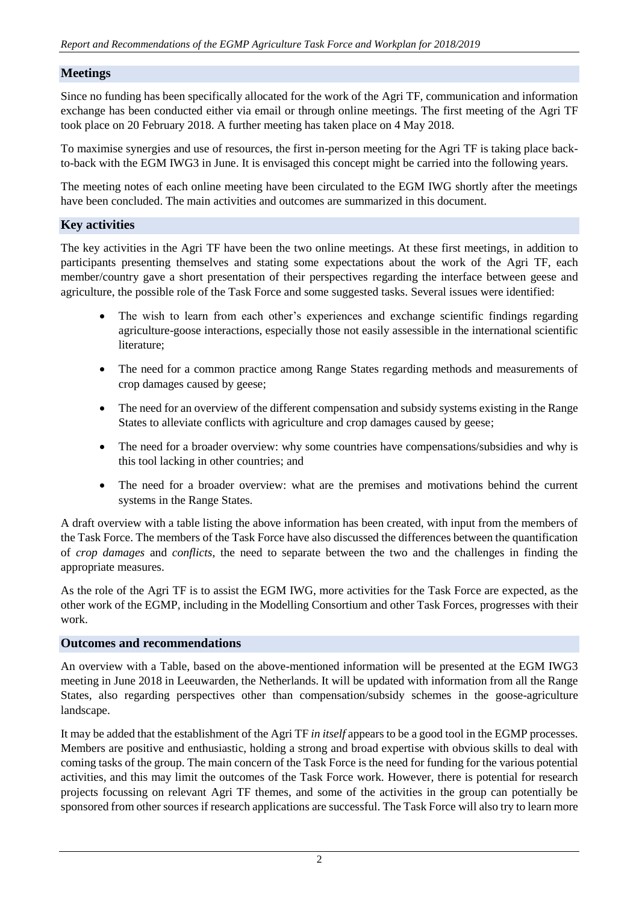## Meetings

Since no funding has been specifically allocated for the work of the Agri TF, communication and information exchange has been conducted either via email or through online meetings. The first meeting of the Agri TF took place on 20 February 2018. A further meeting has taken place on 4 May 2018.

To maximise synergies and use of resources, the first in-person meeting for the Agri TF is taking place back-to-back with the EGM IWG3 in June. It is envisaged this concept might be carried into the following years.

The meeting notes of each online meeting have been circulated to the EGM IWG shortly after the meetings have been concluded. The main activities and outcomes are summarized in this document.

## Key activities

The key activities in the Agri TF have been the two online meetings. At these first meetings, in addition to participants presenting themselves and stating some expectations about the work of the Agri TF, each member/country gave a short presentation of their perspectives regarding the interface between geese and agriculture, the possible role of the Task Force and some suggested tasks. Several issues were identified:

- The wish to learn from each other's experiences and exchange scientific findings regarding agriculture-goose interactions, especially those not easily assessible in the international scientific literature;
- The need for a common practice among Range States regarding methods and measurements of crop damages caused by geese;
- The need for an overview of the different compensation and subsidy systems existing in the Range States to alleviate conflicts with agriculture and crop damages caused by geese;
- The need for a broader overview: why some countries have compensations/subsidies and why is this tool lacking in other countries; and
- The need for a broader overview: what are the premises and motivations behind the current systems in the Range States.

A draft overview with a table listing the above information has been created, with input from the members of the Task Force. The members of the Task Force have also discussed the differences between the quantification of *crop damages* and *conflicts*, the need to separate between the two and the challenges in finding the appropriate measures.

As the role of the Agri TF is to assist the EGM IWG, more activities for the Task Force are expected, as the other work of the EGMP, including in the Modelling Consortium and other Task Forces, progresses with their work.

## Outcomes and recommendations

An overview with a Table, based on the above-mentioned information will be presented at the EGM IWG3 meeting in June 2018 in Leeuwarden, the Netherlands. It will be updated with information from all the Range States, also regarding perspectives other than compensation/subsidy schemes in the goose-agriculture landscape.

It may be added that the establishment of the Agri TF *in itself* appears to be a good tool in the EGMP processes. Members are positive and enthusiastic, holding a strong and broad expertise with obvious skills to deal with coming tasks of the group. The main concern of the Task Force is the need for funding for the various potential activities, and this may limit the outcomes of the Task Force work. However, there is potential for research projects focussing on relevant Agri TF themes, and some of the activities in the group can potentially be sponsored from other sources if research applications are successful. The Task Force will also try to learn more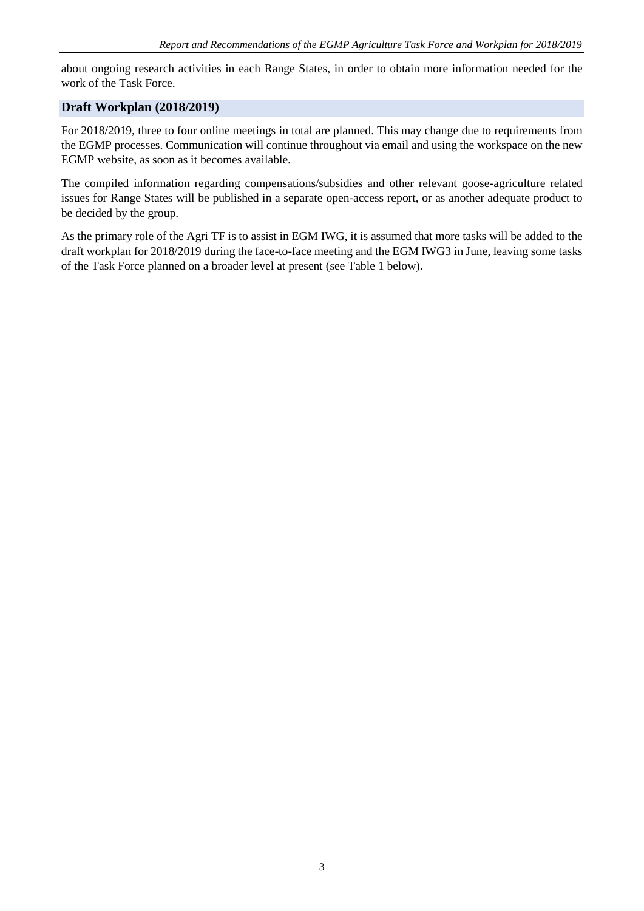about ongoing research activities in each Range States, in order to obtain more information needed for the work of the Task Force.

## Draft Workplan (2018/2019)

For 2018/2019, three to four online meetings in total are planned. This may change due to requirements from the EGMP processes. Communication will continue throughout via email and using the workspace on the new EGMP website, as soon as it becomes available.

The compiled information regarding compensations/subsidies and other relevant goose-agriculture related issues for Range States will be published in a separate open-access report, or as another adequate product to be decided by the group.

As the primary role of the Agri TF is to assist in EGM IWG, it is assumed that more tasks will be added to the draft workplan for 2018/2019 during the face-to-face meeting and the EGM IWG3 in June, leaving some tasks of the Task Force planned on a broader level at present (see Table 1 below).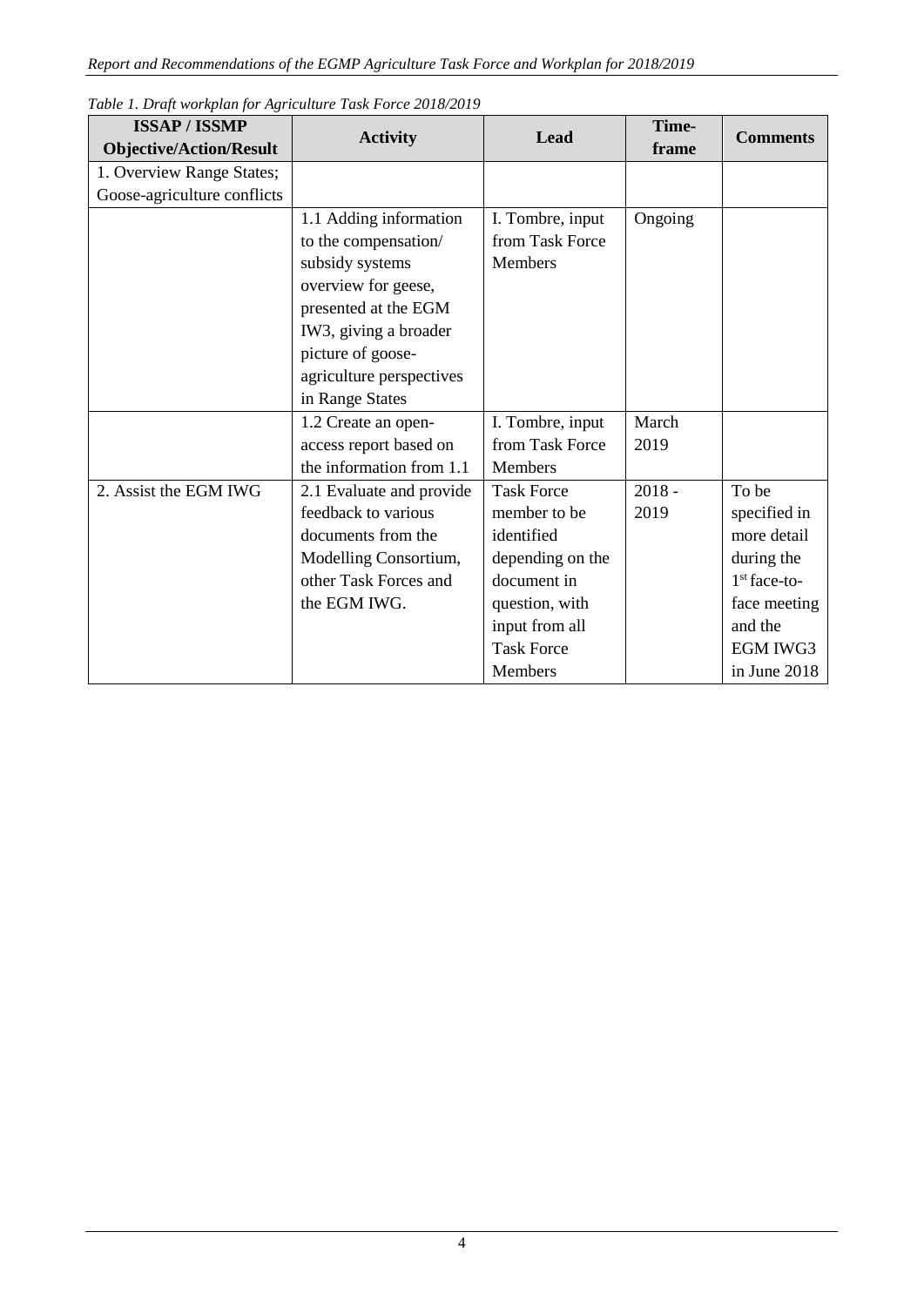*Table 1. Draft workplan for Agriculture Task Force 2018/2019*

| ISSAP / ISSMP Objective/Action/Result | Activity | Lead | Time-frame | Comments |
|---|---|---|---|---|
| 1. Overview Range States; Goose-agriculture conflicts | | | | |
| | 1.1 Adding information to the compensation/ subsidy systems overview for geese, presented at the EGM IW3, giving a broader picture of goose-agriculture perspectives in Range States | I. Tombre, input from Task Force Members | Ongoing | |
| | 1.2 Create an open-access report based on the information from 1.1 | I. Tombre, input from Task Force Members | March 2019 | |
| 2. Assist the EGM IWG | 2.1 Evaluate and provide feedback to various documents from the Modelling Consortium, other Task Forces and the EGM IWG. | Task Force member to be identified depending on the document in question, with input from all Task Force Members | 2018 - 2019 | To be specified in more detail during the 1st face-to-face meeting and the EGM IWG3 in June 2018 |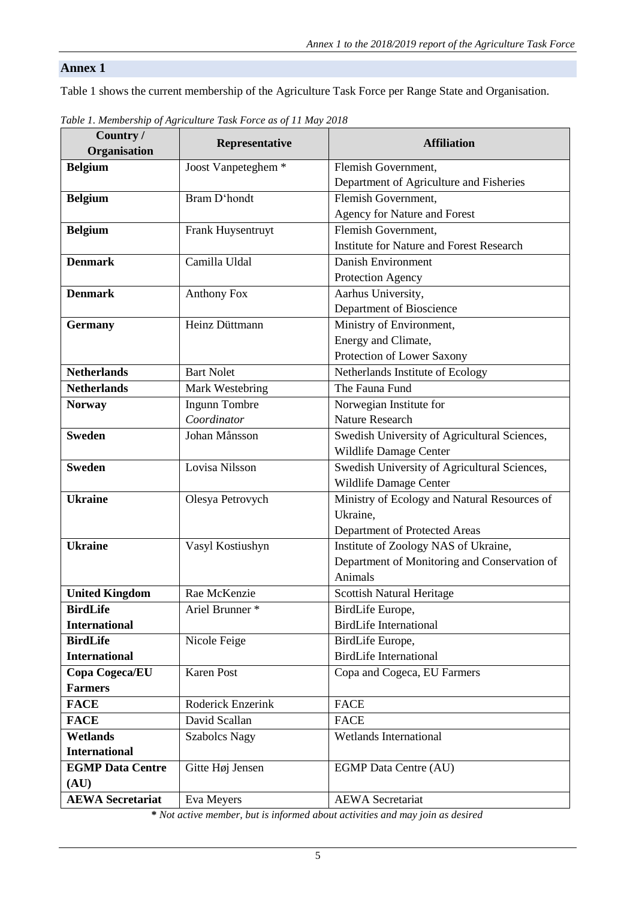## Annex 1

Table 1 shows the current membership of the Agriculture Task Force per Range State and Organisation.

*Table 1. Membership of Agriculture Task Force as of 11 May 2018*

| Country / Organisation | Representative | Affiliation |
|---|---|---|
| **Belgium** | Joost Vanpeteghem * | Flemish Government, Department of Agriculture and Fisheries |
| **Belgium** | Bram D'hondt | Flemish Government, Agency for Nature and Forest |
| **Belgium** | Frank Huysentruyt | Flemish Government, Institute for Nature and Forest Research |
| **Denmark** | Camilla Uldal | Danish Environment Protection Agency |
| **Denmark** | Anthony Fox | Aarhus University, Department of Bioscience |
| **Germany** | Heinz Düttmann | Ministry of Environment, Energy and Climate, Protection of Lower Saxony |
| **Netherlands** | Bart Nolet | Netherlands Institute of Ecology |
| **Netherlands** | Mark Westebring | The Fauna Fund |
| **Norway** | Ingunn Tombre *Coordinator* | Norwegian Institute for Nature Research |
| **Sweden** | Johan Månsson | Swedish University of Agricultural Sciences, Wildlife Damage Center |
| **Sweden** | Lovisa Nilsson | Swedish University of Agricultural Sciences, Wildlife Damage Center |
| **Ukraine** | Olesya Petrovych | Ministry of Ecology and Natural Resources of Ukraine, Department of Protected Areas |
| **Ukraine** | Vasyl Kostiushyn | Institute of Zoology NAS of Ukraine, Department of Monitoring and Conservation of Animals |
| **United Kingdom** | Rae McKenzie | Scottish Natural Heritage |
| **BirdLife International** | Ariel Brunner * | BirdLife Europe, BirdLife International |
| **BirdLife International** | Nicole Feige | BirdLife Europe, BirdLife International |
| **Copa Cogeca/EU Farmers** | Karen Post | Copa and Cogeca, EU Farmers |
| **FACE** | Roderick Enzerink | FACE |
| **FACE** | David Scallan | FACE |
| **Wetlands International** | Szabolcs Nagy | Wetlands International |
| **EGMP Data Centre (AU)** | Gitte Høj Jensen | EGMP Data Centre (AU) |
| **AEWA Secretariat** | Eva Meyers | AEWA Secretariat |

*** *Not active member, but is informed about activities and may join as desired*